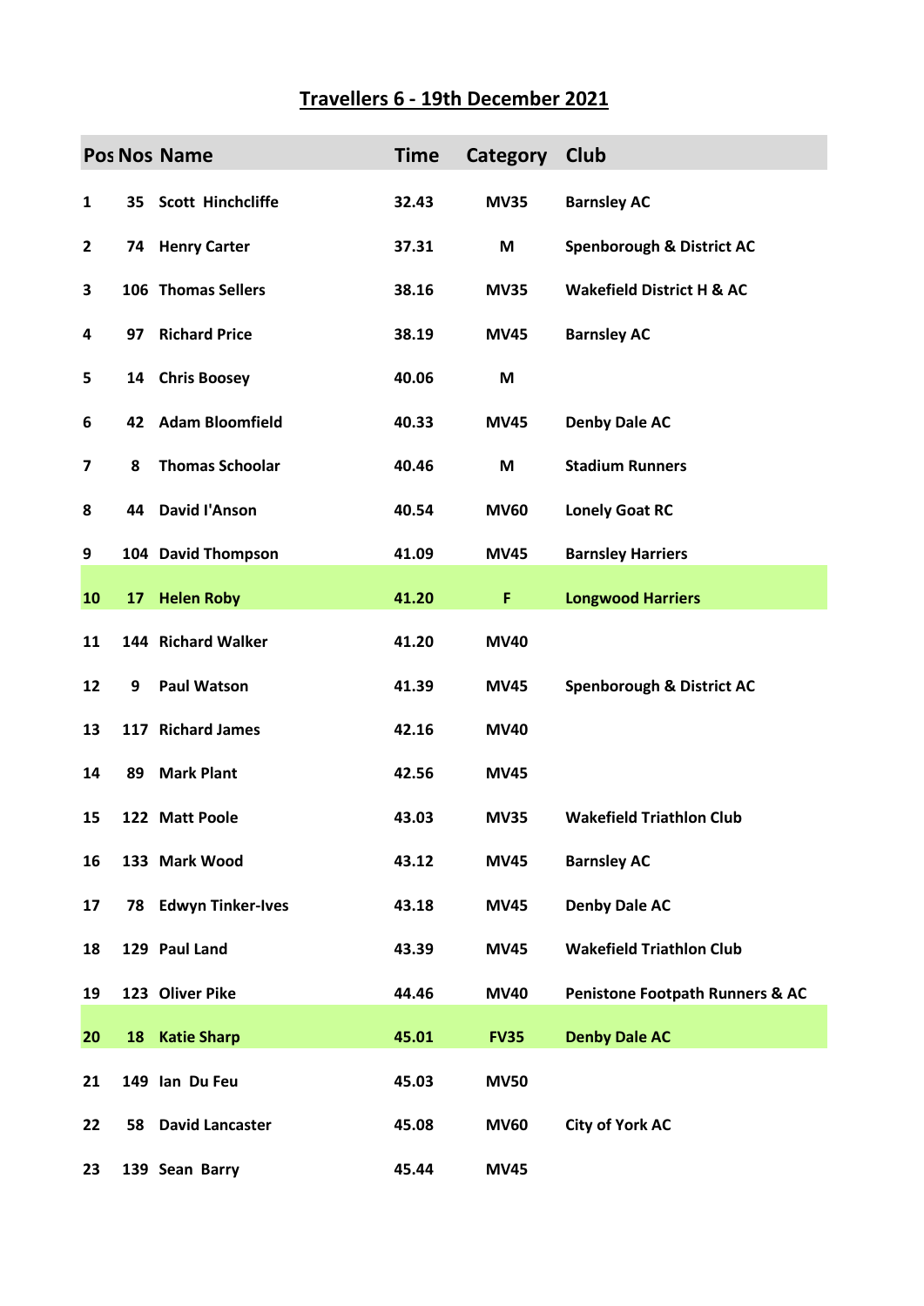# Travellers 6 - 19th December 2021

| Pos | Nos | Name | Time | Category | Club |
|---|---|---|---|---|---|
| 1 | 35 | Scott Hinchcliffe | 32.43 | MV35 | Barnsley AC |
| 2 | 74 | Henry Carter | 37.31 | M | Spenborough & District AC |
| 3 | 106 | Thomas Sellers | 38.16 | MV35 | Wakefield District H & AC |
| 4 | 97 | Richard Price | 38.19 | MV45 | Barnsley AC |
| 5 | 14 | Chris Boosey | 40.06 | M | |
| 6 | 42 | Adam Bloomfield | 40.33 | MV45 | Denby Dale AC |
| 7 | 8 | Thomas Schoolar | 40.46 | M | Stadium Runners |
| 8 | 44 | David I'Anson | 40.54 | MV60 | Lonely Goat RC |
| 9 | 104 | David Thompson | 41.09 | MV45 | Barnsley Harriers |
| 10 | 17 | Helen Roby | 41.20 | F | Longwood Harriers |
| 11 | 144 | Richard Walker | 41.20 | MV40 | |
| 12 | 9 | Paul Watson | 41.39 | MV45 | Spenborough & District AC |
| 13 | 117 | Richard James | 42.16 | MV40 | |
| 14 | 89 | Mark Plant | 42.56 | MV45 | |
| 15 | 122 | Matt Poole | 43.03 | MV35 | Wakefield Triathlon Club |
| 16 | 133 | Mark Wood | 43.12 | MV45 | Barnsley AC |
| 17 | 78 | Edwyn Tinker-Ives | 43.18 | MV45 | Denby Dale AC |
| 18 | 129 | Paul Land | 43.39 | MV45 | Wakefield Triathlon Club |
| 19 | 123 | Oliver Pike | 44.46 | MV40 | Penistone Footpath Runners & AC |
| 20 | 18 | Katie Sharp | 45.01 | FV35 | Denby Dale AC |
| 21 | 149 | Ian Du Feu | 45.03 | MV50 | |
| 22 | 58 | David Lancaster | 45.08 | MV60 | City of York AC |
| 23 | 139 | Sean Barry | 45.44 | MV45 | |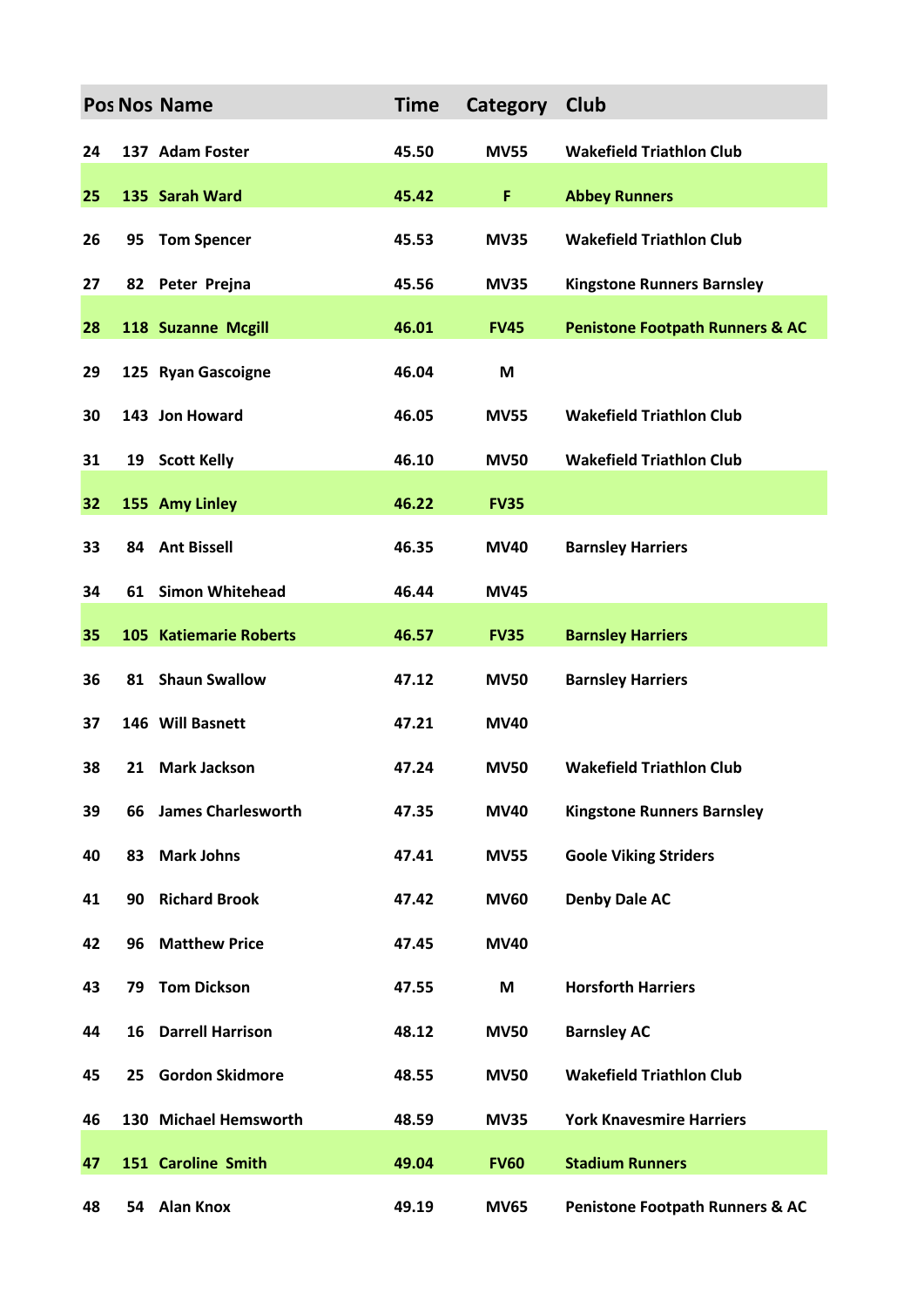| Pos | Nos | Name | Time | Category | Club |
|---|---|---|---|---|---|
| 24 | 137 | Adam Foster | 45.50 | MV55 | Wakefield Triathlon Club |
| 25 | 135 | Sarah Ward | 45.42 | F | Abbey Runners |
| 26 | 95 | Tom Spencer | 45.53 | MV35 | Wakefield Triathlon Club |
| 27 | 82 | Peter  Prejna | 45.56 | MV35 | Kingstone Runners Barnsley |
| 28 | 118 | Suzanne  Mcgill | 46.01 | FV45 | Penistone Footpath Runners & AC |
| 29 | 125 | Ryan Gascoigne | 46.04 | M | |
| 30 | 143 | Jon Howard | 46.05 | MV55 | Wakefield Triathlon Club |
| 31 | 19 | Scott Kelly | 46.10 | MV50 | Wakefield Triathlon Club |
| 32 | 155 | Amy Linley | 46.22 | FV35 | |
| 33 | 84 | Ant Bissell | 46.35 | MV40 | Barnsley Harriers |
| 34 | 61 | Simon Whitehead | 46.44 | MV45 | |
| 35 | 105 | Katiemarie Roberts | 46.57 | FV35 | Barnsley Harriers |
| 36 | 81 | Shaun Swallow | 47.12 | MV50 | Barnsley Harriers |
| 37 | 146 | Will Basnett | 47.21 | MV40 | |
| 38 | 21 | Mark Jackson | 47.24 | MV50 | Wakefield Triathlon Club |
| 39 | 66 | James Charlesworth | 47.35 | MV40 | Kingstone Runners Barnsley |
| 40 | 83 | Mark Johns | 47.41 | MV55 | Goole Viking Striders |
| 41 | 90 | Richard Brook | 47.42 | MV60 | Denby Dale AC |
| 42 | 96 | Matthew Price | 47.45 | MV40 | |
| 43 | 79 | Tom Dickson | 47.55 | M | Horsforth Harriers |
| 44 | 16 | Darrell Harrison | 48.12 | MV50 | Barnsley AC |
| 45 | 25 | Gordon Skidmore | 48.55 | MV50 | Wakefield Triathlon Club |
| 46 | 130 | Michael Hemsworth | 48.59 | MV35 | York Knavesmire Harriers |
| 47 | 151 | Caroline  Smith | 49.04 | FV60 | Stadium Runners |
| 48 | 54 | Alan Knox | 49.19 | MV65 | Penistone Footpath Runners & AC |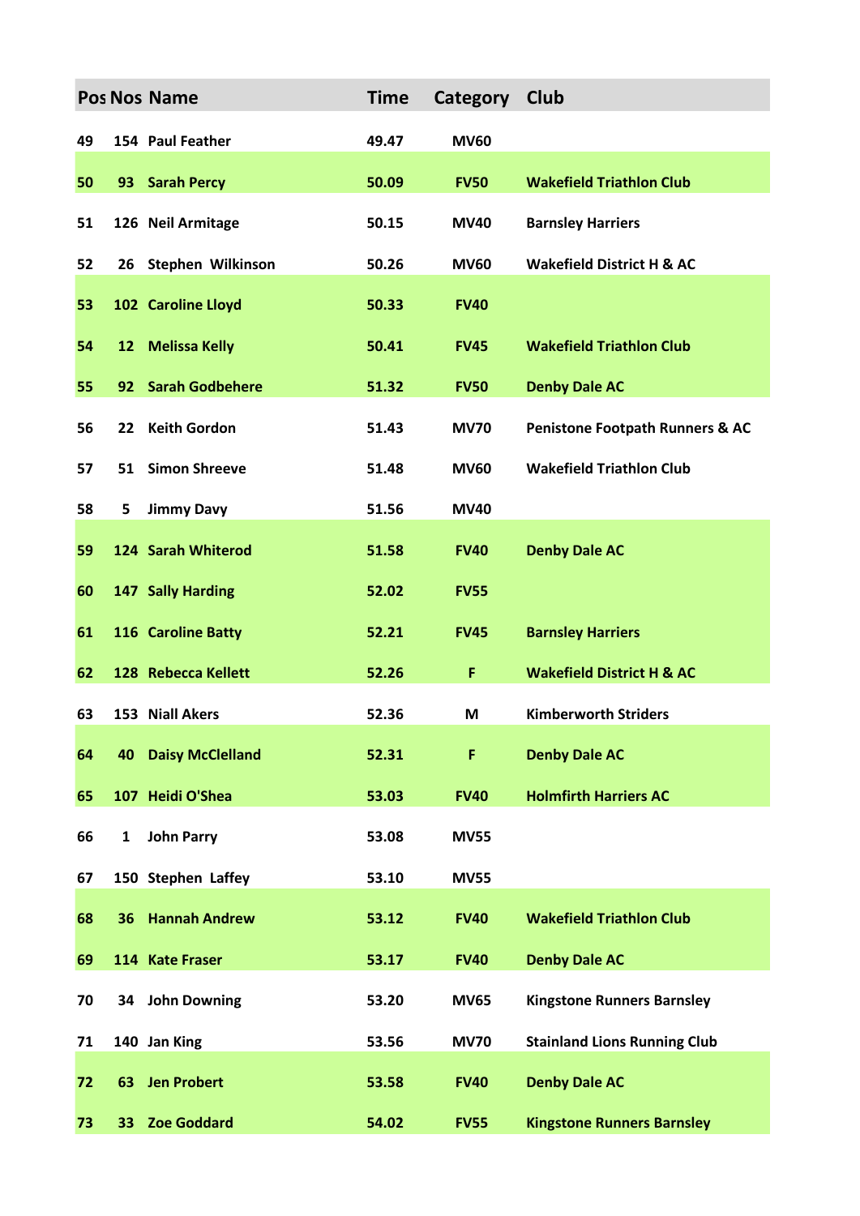| Pos | Nos | Name | Time | Category | Club |
|---|---|---|---|---|---|
| 49 | 154 | Paul Feather | 49.47 | MV60 | |
| 50 | 93 | Sarah Percy | 50.09 | FV50 | Wakefield Triathlon Club |
| 51 | 126 | Neil Armitage | 50.15 | MV40 | Barnsley Harriers |
| 52 | 26 | Stephen Wilkinson | 50.26 | MV60 | Wakefield District H & AC |
| 53 | 102 | Caroline Lloyd | 50.33 | FV40 | |
| 54 | 12 | Melissa Kelly | 50.41 | FV45 | Wakefield Triathlon Club |
| 55 | 92 | Sarah Godbehere | 51.32 | FV50 | Denby Dale AC |
| 56 | 22 | Keith Gordon | 51.43 | MV70 | Penistone Footpath Runners & AC |
| 57 | 51 | Simon Shreeve | 51.48 | MV60 | Wakefield Triathlon Club |
| 58 | 5 | Jimmy Davy | 51.56 | MV40 | |
| 59 | 124 | Sarah Whiterod | 51.58 | FV40 | Denby Dale AC |
| 60 | 147 | Sally Harding | 52.02 | FV55 | |
| 61 | 116 | Caroline Batty | 52.21 | FV45 | Barnsley Harriers |
| 62 | 128 | Rebecca Kellett | 52.26 | F | Wakefield District H & AC |
| 63 | 153 | Niall Akers | 52.36 | M | Kimberworth Striders |
| 64 | 40 | Daisy McClelland | 52.31 | F | Denby Dale AC |
| 65 | 107 | Heidi O'Shea | 53.03 | FV40 | Holmfirth Harriers AC |
| 66 | 1 | John Parry | 53.08 | MV55 | |
| 67 | 150 | Stephen Laffey | 53.10 | MV55 | |
| 68 | 36 | Hannah Andrew | 53.12 | FV40 | Wakefield Triathlon Club |
| 69 | 114 | Kate Fraser | 53.17 | FV40 | Denby Dale AC |
| 70 | 34 | John Downing | 53.20 | MV65 | Kingstone Runners Barnsley |
| 71 | 140 | Jan King | 53.56 | MV70 | Stainland Lions Running Club |
| 72 | 63 | Jen Probert | 53.58 | FV40 | Denby Dale AC |
| 73 | 33 | Zoe Goddard | 54.02 | FV55 | Kingstone Runners Barnsley |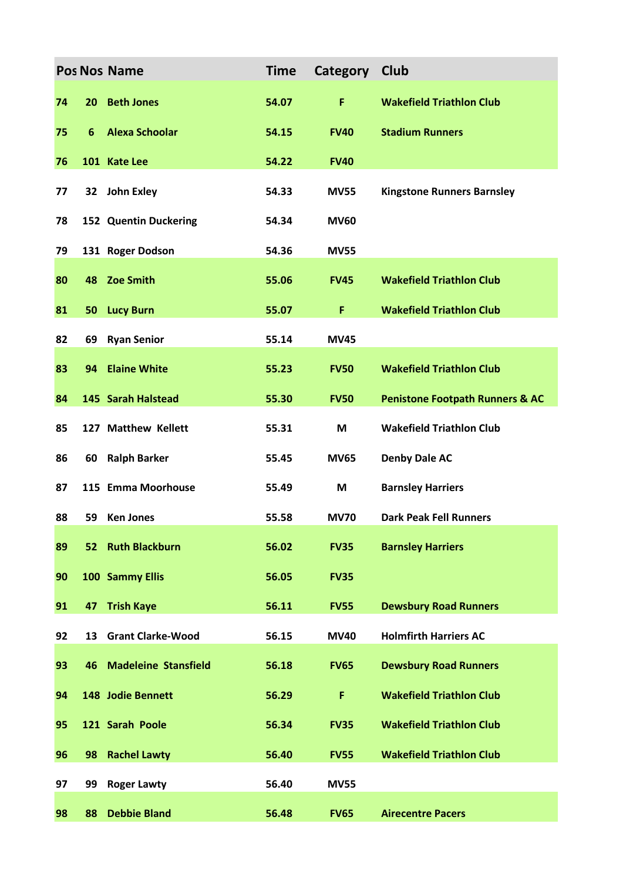| Pos | Nos | Name | Time | Category | Club |
|---|---|---|---|---|---|
| 74 | 20 | Beth Jones | 54.07 | F | Wakefield Triathlon Club |
| 75 | 6 | Alexa Schoolar | 54.15 | FV40 | Stadium Runners |
| 76 | 101 | Kate Lee | 54.22 | FV40 | |
| 77 | 32 | John Exley | 54.33 | MV55 | Kingstone Runners Barnsley |
| 78 | 152 | Quentin Duckering | 54.34 | MV60 | |
| 79 | 131 | Roger Dodson | 54.36 | MV55 | |
| 80 | 48 | Zoe Smith | 55.06 | FV45 | Wakefield Triathlon Club |
| 81 | 50 | Lucy Burn | 55.07 | F | Wakefield Triathlon Club |
| 82 | 69 | Ryan Senior | 55.14 | MV45 | |
| 83 | 94 | Elaine White | 55.23 | FV50 | Wakefield Triathlon Club |
| 84 | 145 | Sarah Halstead | 55.30 | FV50 | Penistone Footpath Runners & AC |
| 85 | 127 | Matthew Kellett | 55.31 | M | Wakefield Triathlon Club |
| 86 | 60 | Ralph Barker | 55.45 | MV65 | Denby Dale AC |
| 87 | 115 | Emma Moorhouse | 55.49 | M | Barnsley Harriers |
| 88 | 59 | Ken Jones | 55.58 | MV70 | Dark Peak Fell Runners |
| 89 | 52 | Ruth Blackburn | 56.02 | FV35 | Barnsley Harriers |
| 90 | 100 | Sammy Ellis | 56.05 | FV35 | |
| 91 | 47 | Trish Kaye | 56.11 | FV55 | Dewsbury Road Runners |
| 92 | 13 | Grant Clarke-Wood | 56.15 | MV40 | Holmfirth Harriers AC |
| 93 | 46 | Madeleine Stansfield | 56.18 | FV65 | Dewsbury Road Runners |
| 94 | 148 | Jodie Bennett | 56.29 | F | Wakefield Triathlon Club |
| 95 | 121 | Sarah Poole | 56.34 | FV35 | Wakefield Triathlon Club |
| 96 | 98 | Rachel Lawty | 56.40 | FV55 | Wakefield Triathlon Club |
| 97 | 99 | Roger Lawty | 56.40 | MV55 | |
| 98 | 88 | Debbie Bland | 56.48 | FV65 | Airecentre Pacers |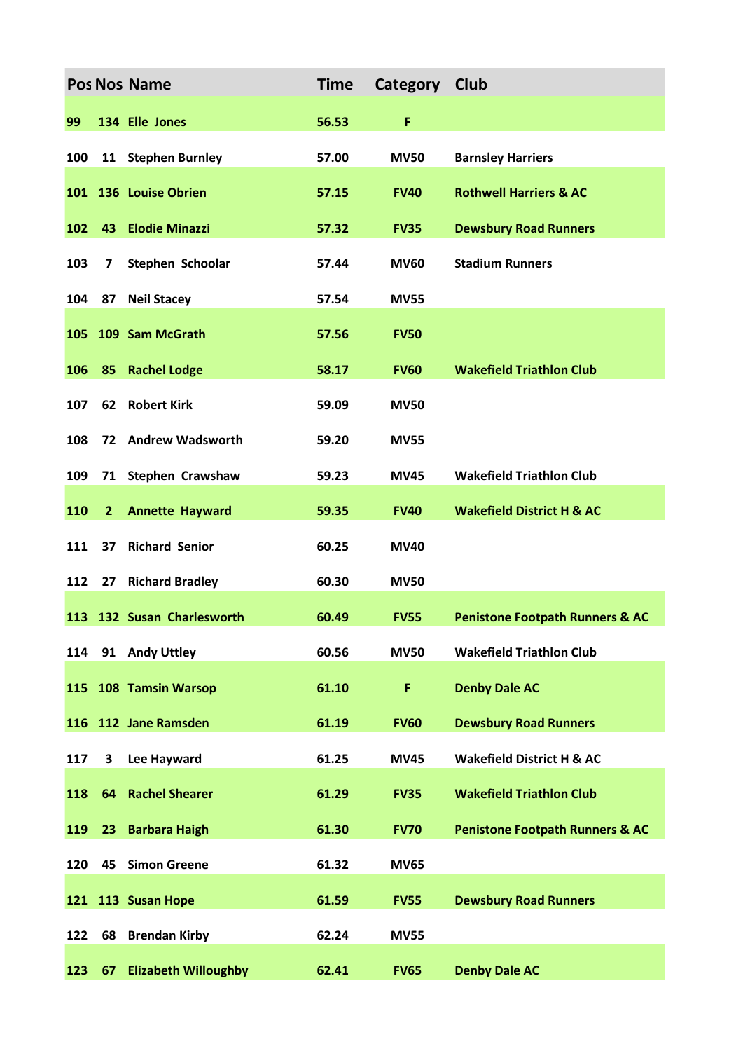| Pos | Nos | Name | Time | Category | Club |
|---|---|---|---|---|---|
| 99 | 134 | Elle  Jones | 56.53 | F | |
| 100 | 11 | Stephen Burnley | 57.00 | MV50 | Barnsley Harriers |
| 101 | 136 | Louise Obrien | 57.15 | FV40 | Rothwell Harriers & AC |
| 102 | 43 | Elodie Minazzi | 57.32 | FV35 | Dewsbury Road Runners |
| 103 | 7 | Stephen  Schoolar | 57.44 | MV60 | Stadium Runners |
| 104 | 87 | Neil Stacey | 57.54 | MV55 | |
| 105 | 109 | Sam McGrath | 57.56 | FV50 | |
| 106 | 85 | Rachel Lodge | 58.17 | FV60 | Wakefield Triathlon Club |
| 107 | 62 | Robert Kirk | 59.09 | MV50 | |
| 108 | 72 | Andrew Wadsworth | 59.20 | MV55 | |
| 109 | 71 | Stephen  Crawshaw | 59.23 | MV45 | Wakefield Triathlon Club |
| 110 | 2 | Annette  Hayward | 59.35 | FV40 | Wakefield District H & AC |
| 111 | 37 | Richard  Senior | 60.25 | MV40 | |
| 112 | 27 | Richard Bradley | 60.30 | MV50 | |
| 113 | 132 | Susan  Charlesworth | 60.49 | FV55 | Penistone Footpath Runners & AC |
| 114 | 91 | Andy Uttley | 60.56 | MV50 | Wakefield Triathlon Club |
| 115 | 108 | Tamsin Warsop | 61.10 | F | Denby Dale AC |
| 116 | 112 | Jane Ramsden | 61.19 | FV60 | Dewsbury Road Runners |
| 117 | 3 | Lee Hayward | 61.25 | MV45 | Wakefield District H & AC |
| 118 | 64 | Rachel Shearer | 61.29 | FV35 | Wakefield Triathlon Club |
| 119 | 23 | Barbara Haigh | 61.30 | FV70 | Penistone Footpath Runners & AC |
| 120 | 45 | Simon Greene | 61.32 | MV65 | |
| 121 | 113 | Susan Hope | 61.59 | FV55 | Dewsbury Road Runners |
| 122 | 68 | Brendan Kirby | 62.24 | MV55 | |
| 123 | 67 | Elizabeth Willoughby | 62.41 | FV65 | Denby Dale AC |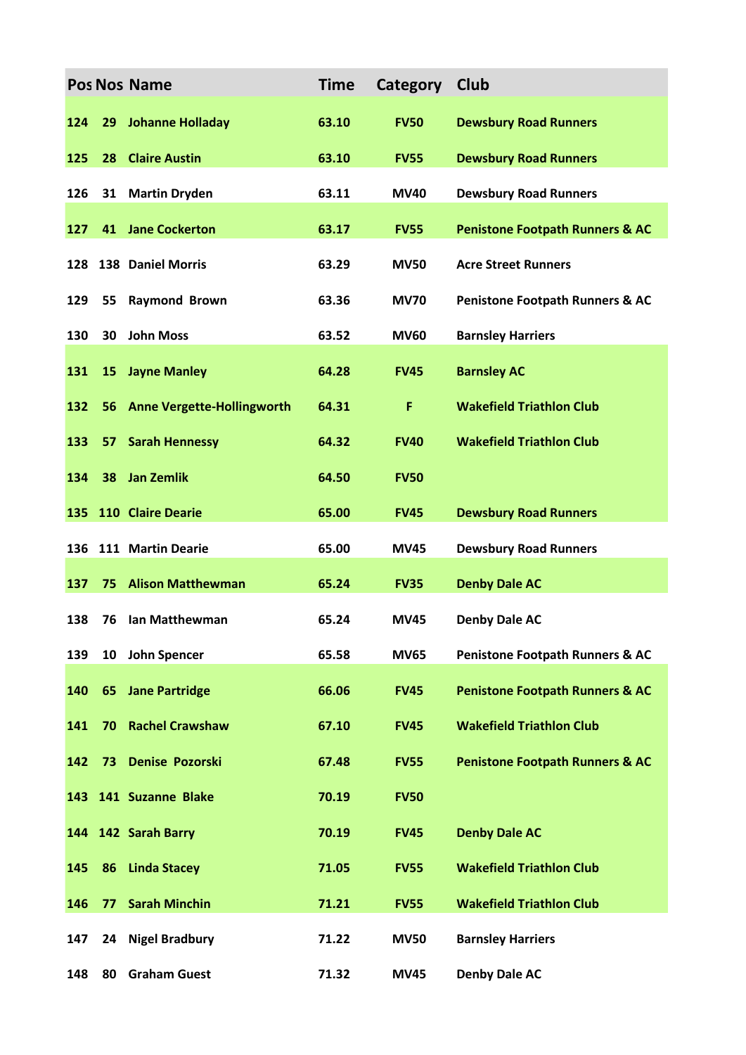| Pos | Nos | Name | Time | Category | Club |
|---|---|---|---|---|---|
| 124 | 29 | Johanne Holladay | 63.10 | FV50 | Dewsbury Road Runners |
| 125 | 28 | Claire Austin | 63.10 | FV55 | Dewsbury Road Runners |
| 126 | 31 | Martin Dryden | 63.11 | MV40 | Dewsbury Road Runners |
| 127 | 41 | Jane Cockerton | 63.17 | FV55 | Penistone Footpath Runners & AC |
| 128 | 138 | Daniel Morris | 63.29 | MV50 | Acre Street Runners |
| 129 | 55 | Raymond Brown | 63.36 | MV70 | Penistone Footpath Runners & AC |
| 130 | 30 | John Moss | 63.52 | MV60 | Barnsley Harriers |
| 131 | 15 | Jayne Manley | 64.28 | FV45 | Barnsley AC |
| 132 | 56 | Anne Vergette-Hollingworth | 64.31 | F | Wakefield Triathlon Club |
| 133 | 57 | Sarah Hennessy | 64.32 | FV40 | Wakefield Triathlon Club |
| 134 | 38 | Jan Zemlik | 64.50 | FV50 | |
| 135 | 110 | Claire Dearie | 65.00 | FV45 | Dewsbury Road Runners |
| 136 | 111 | Martin Dearie | 65.00 | MV45 | Dewsbury Road Runners |
| 137 | 75 | Alison Matthewman | 65.24 | FV35 | Denby Dale AC |
| 138 | 76 | Ian Matthewman | 65.24 | MV45 | Denby Dale AC |
| 139 | 10 | John Spencer | 65.58 | MV65 | Penistone Footpath Runners & AC |
| 140 | 65 | Jane Partridge | 66.06 | FV45 | Penistone Footpath Runners & AC |
| 141 | 70 | Rachel Crawshaw | 67.10 | FV45 | Wakefield Triathlon Club |
| 142 | 73 | Denise Pozorski | 67.48 | FV55 | Penistone Footpath Runners & AC |
| 143 | 141 | Suzanne Blake | 70.19 | FV50 | |
| 144 | 142 | Sarah Barry | 70.19 | FV45 | Denby Dale AC |
| 145 | 86 | Linda Stacey | 71.05 | FV55 | Wakefield Triathlon Club |
| 146 | 77 | Sarah Minchin | 71.21 | FV55 | Wakefield Triathlon Club |
| 147 | 24 | Nigel Bradbury | 71.22 | MV50 | Barnsley Harriers |
| 148 | 80 | Graham Guest | 71.32 | MV45 | Denby Dale AC |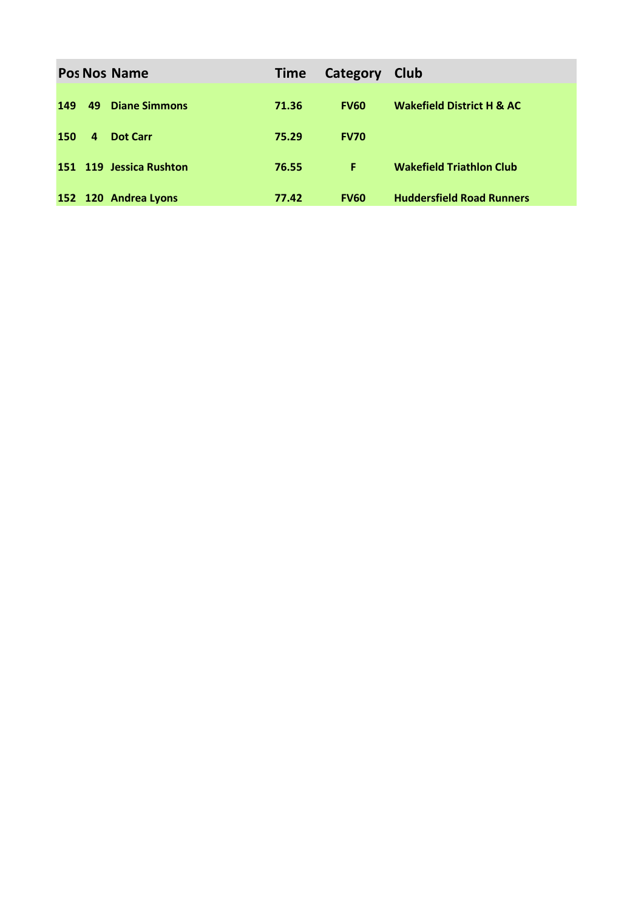| Pos | Nos | Name | Time | Category | Club |
|---|---|---|---|---|---|
| 149 | 49 | Diane Simmons | 71.36 | FV60 | Wakefield District H & AC |
| 150 | 4 | Dot Carr | 75.29 | FV70 | |
| 151 | 119 | Jessica Rushton | 76.55 | F | Wakefield Triathlon Club |
| 152 | 120 | Andrea Lyons | 77.42 | FV60 | Huddersfield Road Runners |